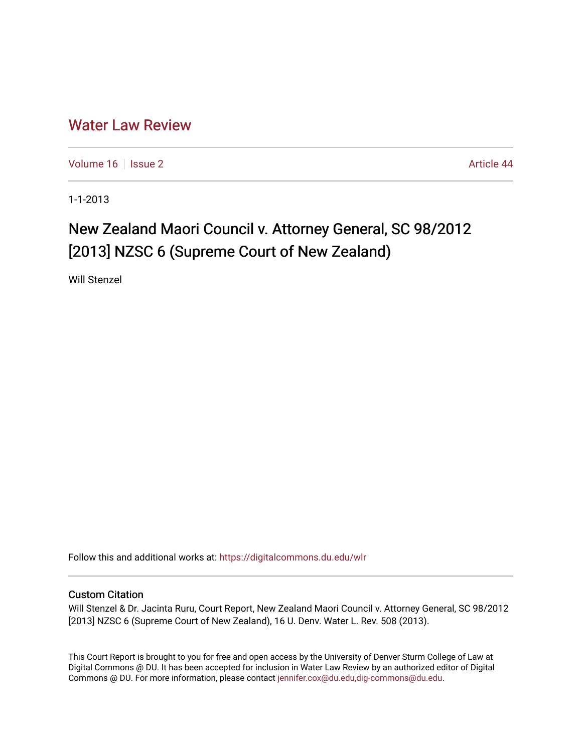# Water Law Review

Volume 16 | Issue 2 | Article 44

1-1-2013

## New Zealand Maori Council v. Attorney General, SC 98/2012 [2013] NZSC 6 (Supreme Court of New Zealand)

Will Stenzel

Follow this and additional works at: https://digitalcommons.du.edu/wlr

### Custom Citation

Will Stenzel & Dr. Jacinta Ruru, Court Report, New Zealand Maori Council v. Attorney General, SC 98/2012 [2013] NZSC 6 (Supreme Court of New Zealand), 16 U. Denv. Water L. Rev. 508 (2013).

This Court Report is brought to you for free and open access by the University of Denver Sturm College of Law at Digital Commons @ DU. It has been accepted for inclusion in Water Law Review by an authorized editor of Digital Commons @ DU. For more information, please contact jennifer.cox@du.edu,dig-commons@du.edu.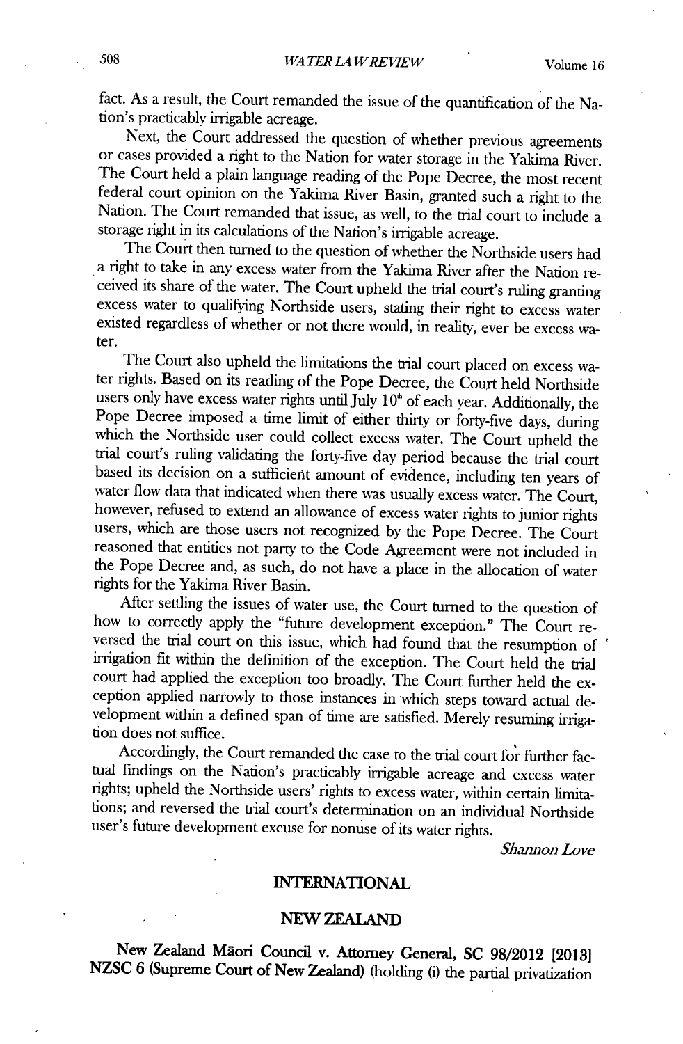fact. As a result, the Court remanded the issue of the quantification of the Nation's practicably irrigable acreage.

Next, the Court addressed the question of whether previous agreements or cases provided a right to the Nation for water storage in the Yakima River. The Court held a plain language reading of the Pope Decree, the most recent federal court opinion on the Yakima River Basin, granted such a right to the Nation. The Court remanded that issue, as well, to the trial court to include a storage right in its calculations of the Nation's irrigable acreage.

The Court then turned to the question of whether the Northside users had a right to take in any excess water from the Yakima River after the Nation received its share of the water. The Court upheld the trial court's ruling granting excess water to qualifying Northside users, stating their right to excess water existed regardless of whether or not there would, in reality, ever be excess water.

The Court also upheld the limitations the trial court placed on excess water rights. Based on its reading of the Pope Decree, the Court held Northside users only have excess water rights until July 10th of each year. Additionally, the Pope Decree imposed a time limit of either thirty or forty-five days, during which the Northside user could collect excess water. The Court upheld the trial court's ruling validating the forty-five day period because the trial court based its decision on a sufficient amount of evidence, including ten years of water flow data that indicated when there was usually excess water. The Court, however, refused to extend an allowance of excess water rights to junior rights users, which are those users not recognized by the Pope Decree. The Court reasoned that entities not party to the Code Agreement were not included in the Pope Decree and, as such, do not have a place in the allocation of water rights for the Yakima River Basin.

After settling the issues of water use, the Court turned to the question of how to correctly apply the "future development exception." The Court reversed the trial court on this issue, which had found that the resumption of irrigation fit within the definition of the exception. The Court held the trial court had applied the exception too broadly. The Court further held the exception applied narrowly to those instances in which steps toward actual development within a defined span of time are satisfied. Merely resuming irrigation does not suffice.

Accordingly, the Court remanded the case to the trial court for further factual findings on the Nation's practicably irrigable acreage and excess water rights; upheld the Northside users' rights to excess water, within certain limitations; and reversed the trial court's determination on an individual Northside user's future development excuse for nonuse of its water rights.

*Shannon Love*

## INTERNATIONAL

### NEW ZEALAND

**New Zealand Māori Council v. Attorney General, SC 98/2012 [2013] NZSC 6 (Supreme Court of New Zealand)** (holding (i) the partial privatization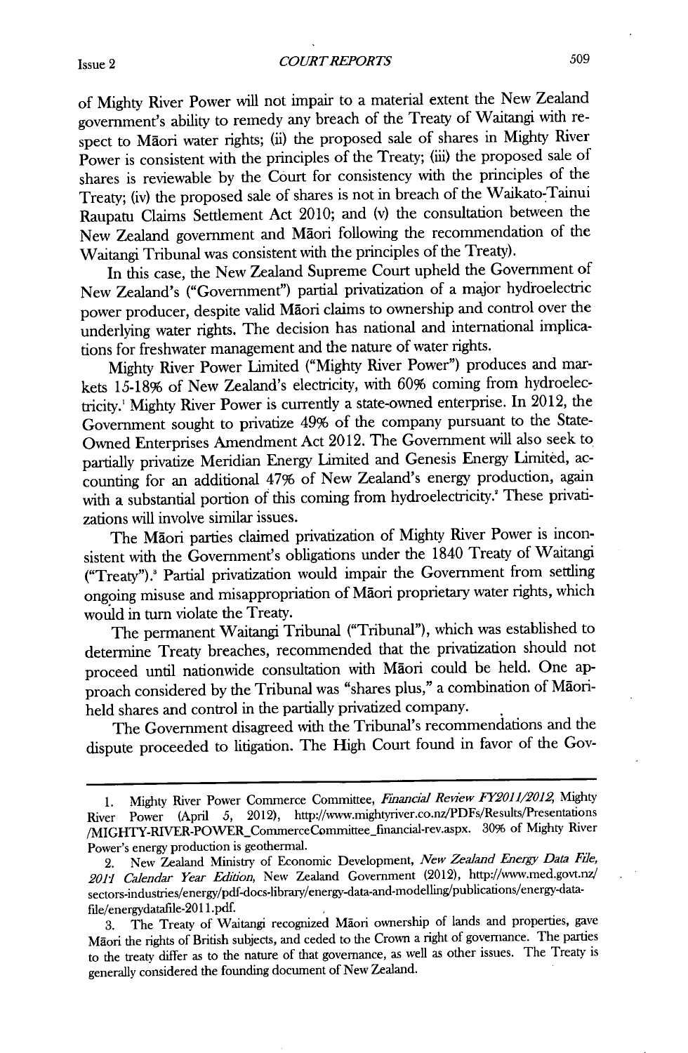of Mighty River Power will not impair to a material extent the New Zealand government's ability to remedy any breach of the Treaty of Waitangi with respect to Māori water rights; (ii) the proposed sale of shares in Mighty River Power is consistent with the principles of the Treaty; (iii) the proposed sale of shares is reviewable by the Court for consistency with the principles of the Treaty; (iv) the proposed sale of shares is not in breach of the Waikato-Tainui Raupatu Claims Settlement Act 2010; and (v) the consultation between the New Zealand government and Māori following the recommendation of the Waitangi Tribunal was consistent with the principles of the Treaty).

In this case, the New Zealand Supreme Court upheld the Government of New Zealand's ("Government") partial privatization of a major hydroelectric power producer, despite valid Māori claims to ownership and control over the underlying water rights. The decision has national and international implications for freshwater management and the nature of water rights.

Mighty River Power Limited ("Mighty River Power") produces and markets 15-18% of New Zealand's electricity, with 60% coming from hydroelectricity.[1] Mighty River Power is currently a state-owned enterprise. In 2012, the Government sought to privatize 49% of the company pursuant to the State-Owned Enterprises Amendment Act 2012. The Government will also seek to partially privatize Meridian Energy Limited and Genesis Energy Limited, accounting for an additional 47% of New Zealand's energy production, again with a substantial portion of this coming from hydroelectricity.[2] These privatizations will involve similar issues.

The Māori parties claimed privatization of Mighty River Power is inconsistent with the Government's obligations under the 1840 Treaty of Waitangi ("Treaty").[3] Partial privatization would impair the Government from settling ongoing misuse and misappropriation of Māori proprietary water rights, which would in turn violate the Treaty.

The permanent Waitangi Tribunal ("Tribunal"), which was established to determine Treaty breaches, recommended that the privatization should not proceed until nationwide consultation with Māori could be held. One approach considered by the Tribunal was "shares plus," a combination of Māori-held shares and control in the partially privatized company.

The Government disagreed with the Tribunal's recommendations and the dispute proceeded to litigation. The High Court found in favor of the Gov-

---

1. Mighty River Power Commerce Committee, *Financial Review FY2011/2012*, Mighty River Power (April 5, 2012), http://www.mightyriver.co.nz/PDFs/Results/Presentations/MIGHTY-RIVER-POWER_CommerceCommittee_financial-rev.aspx. 30% of Mighty River Power's energy production is geothermal.

2. New Zealand Ministry of Economic Development, *New Zealand Energy Data File, 2011 Calendar Year Edition*, New Zealand Government (2012), http://www.med.govt.nz/sectors-industries/energy/pdf-docs-library/energy-data-and-modelling/publications/energy-data-file/energydatafile-2011.pdf.

3. The Treaty of Waitangi recognized Māori ownership of lands and properties, gave Māori the rights of British subjects, and ceded to the Crown a right of governance. The parties to the treaty differ as to the nature of that governance, as well as other issues. The Treaty is generally considered the founding document of New Zealand.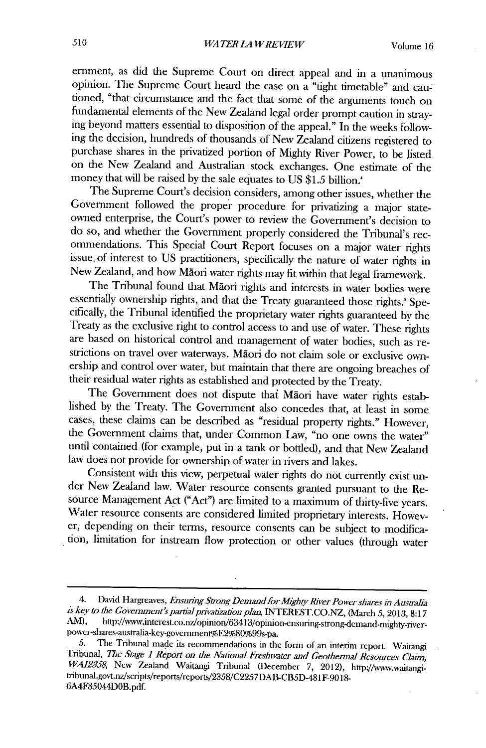ernment, as did the Supreme Court on direct appeal and in a unanimous opinion. The Supreme Court heard the case on a "tight timetable" and cautioned, "that circumstance and the fact that some of the arguments touch on fundamental elements of the New Zealand legal order prompt caution in straying beyond matters essential to disposition of the appeal." In the weeks following the decision, hundreds of thousands of New Zealand citizens registered to purchase shares in the privatized portion of Mighty River Power, to be listed on the New Zealand and Australian stock exchanges. One estimate of the money that will be raised by the sale equates to US $1.5 billion.[4]

The Supreme Court's decision considers, among other issues, whether the Government followed the proper procedure for privatizing a major state-owned enterprise, the Court's power to review the Government's decision to do so, and whether the Government properly considered the Tribunal's recommendations. This Special Court Report focuses on a major water rights issue of interest to US practitioners, specifically the nature of water rights in New Zealand, and how Māori water rights may fit within that legal framework.

The Tribunal found that Māori rights and interests in water bodies were essentially ownership rights, and that the Treaty guaranteed those rights.[5] Specifically, the Tribunal identified the proprietary water rights guaranteed by the Treaty as the exclusive right to control access to and use of water. These rights are based on historical control and management of water bodies, such as restrictions on travel over waterways. Māori do not claim sole or exclusive ownership and control over water, but maintain that there are ongoing breaches of their residual water rights as established and protected by the Treaty.

The Government does not dispute that Māori have water rights established by the Treaty. The Government also concedes that, at least in some cases, these claims can be described as "residual property rights." However, the Government claims that, under Common Law, "no one owns the water" until contained (for example, put in a tank or bottled), and that New Zealand law does not provide for ownership of water in rivers and lakes.

Consistent with this view, perpetual water rights do not currently exist under New Zealand law. Water resource consents granted pursuant to the Resource Management Act ("Act") are limited to a maximum of thirty-five years. Water resource consents are considered limited proprietary interests. However, depending on their terms, resource consents can be subject to modification, limitation for instream flow protection or other values (through water

---

4. David Hargreaves, *Ensuring Strong Demand for Mighty River Power shares in Australia is key to the Government's partial privatization plan*, INTEREST.CO.NZ, (March 5, 2013, 8:17 AM), http://www.interest.co.nz/opinion/63413/opinion-ensuring-strong-demand-mighty-river-power-shares-australia-key-government%E2%80%99s-pa.

5. The Tribunal made its recommendations in the form of an interim report. Waitangi Tribunal, *The Stage 1 Report on the National Freshwater and Geothermal Resources Claim, WAI2358*, New Zealand Waitangi Tribunal (December 7, 2012), http://www.waitangi-tribunal.govt.nz/scripts/reports/reports/2358/C2257DAB-CB5D-481F-9018-6A4F35044D0B.pdf.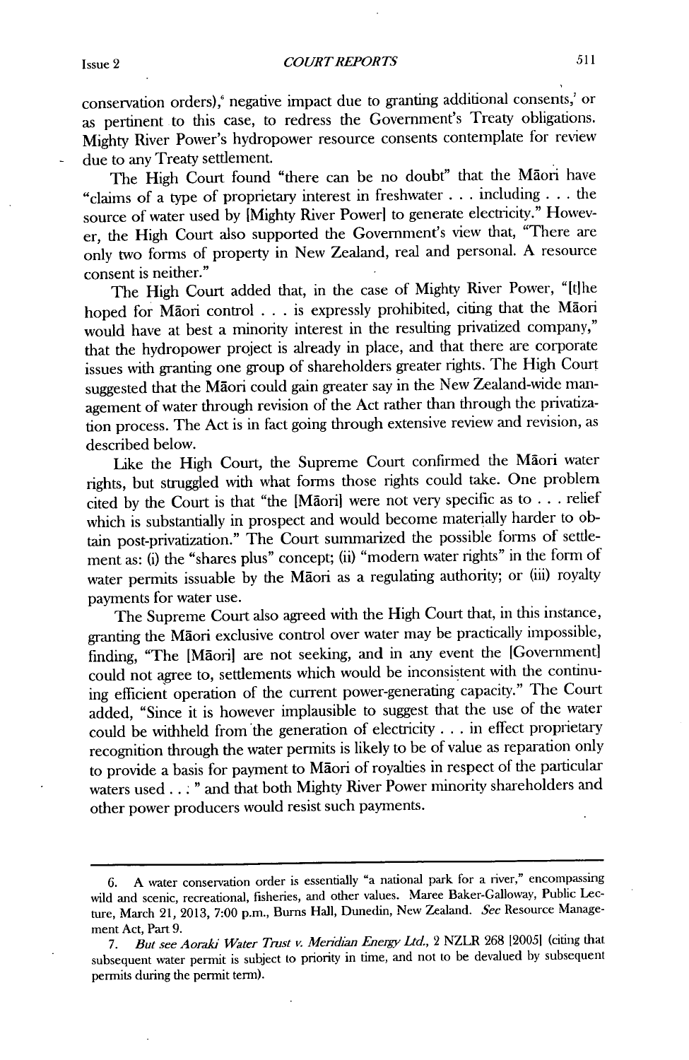conservation orders),[6] negative impact due to granting additional consents,[7] or as pertinent to this case, to redress the Government's Treaty obligations. Mighty River Power's hydropower resource consents contemplate for review due to any Treaty settlement.

The High Court found "there can be no doubt" that the Māori have "claims of a type of proprietary interest in freshwater . . . including . . . the source of water used by [Mighty River Power] to generate electricity." However, the High Court also supported the Government's view that, "There are only two forms of property in New Zealand, real and personal. A resource consent is neither."

The High Court added that, in the case of Mighty River Power, "[t]he hoped for Māori control . . . is expressly prohibited, citing that the Māori would have at best a minority interest in the resulting privatized company," that the hydropower project is already in place, and that there are corporate issues with granting one group of shareholders greater rights. The High Court suggested that the Māori could gain greater say in the New Zealand-wide management of water through revision of the Act rather than through the privatization process. The Act is in fact going through extensive review and revision, as described below.

Like the High Court, the Supreme Court confirmed the Māori water rights, but struggled with what forms those rights could take. One problem cited by the Court is that "the [Māori] were not very specific as to . . . relief which is substantially in prospect and would become materially harder to obtain post-privatization." The Court summarized the possible forms of settlement as: (i) the "shares plus" concept; (ii) "modern water rights" in the form of water permits issuable by the Māori as a regulating authority; or (iii) royalty payments for water use.

The Supreme Court also agreed with the High Court that, in this instance, granting the Māori exclusive control over water may be practically impossible, finding, "The [Māori] are not seeking, and in any event the [Government] could not agree to, settlements which would be inconsistent with the continuing efficient operation of the current power-generating capacity." The Court added, "Since it is however implausible to suggest that the use of the water could be withheld from the generation of electricity . . . in effect proprietary recognition through the water permits is likely to be of value as reparation only to provide a basis for payment to Māori of royalties in respect of the particular waters used . . . " and that both Mighty River Power minority shareholders and other power producers would resist such payments.

---

6. A water conservation order is essentially "a national park for a river," encompassing wild and scenic, recreational, fisheries, and other values. Maree Baker-Galloway, Public Lecture, March 21, 2013, 7:00 p.m., Burns Hall, Dunedin, New Zealand. *See* Resource Management Act, Part 9.

7. *But see Aoraki Water Trust v. Meridian Energy Ltd.*, 2 NZLR 268 [2005] (citing that subsequent water permit is subject to priority in time, and not to be devalued by subsequent permits during the permit term).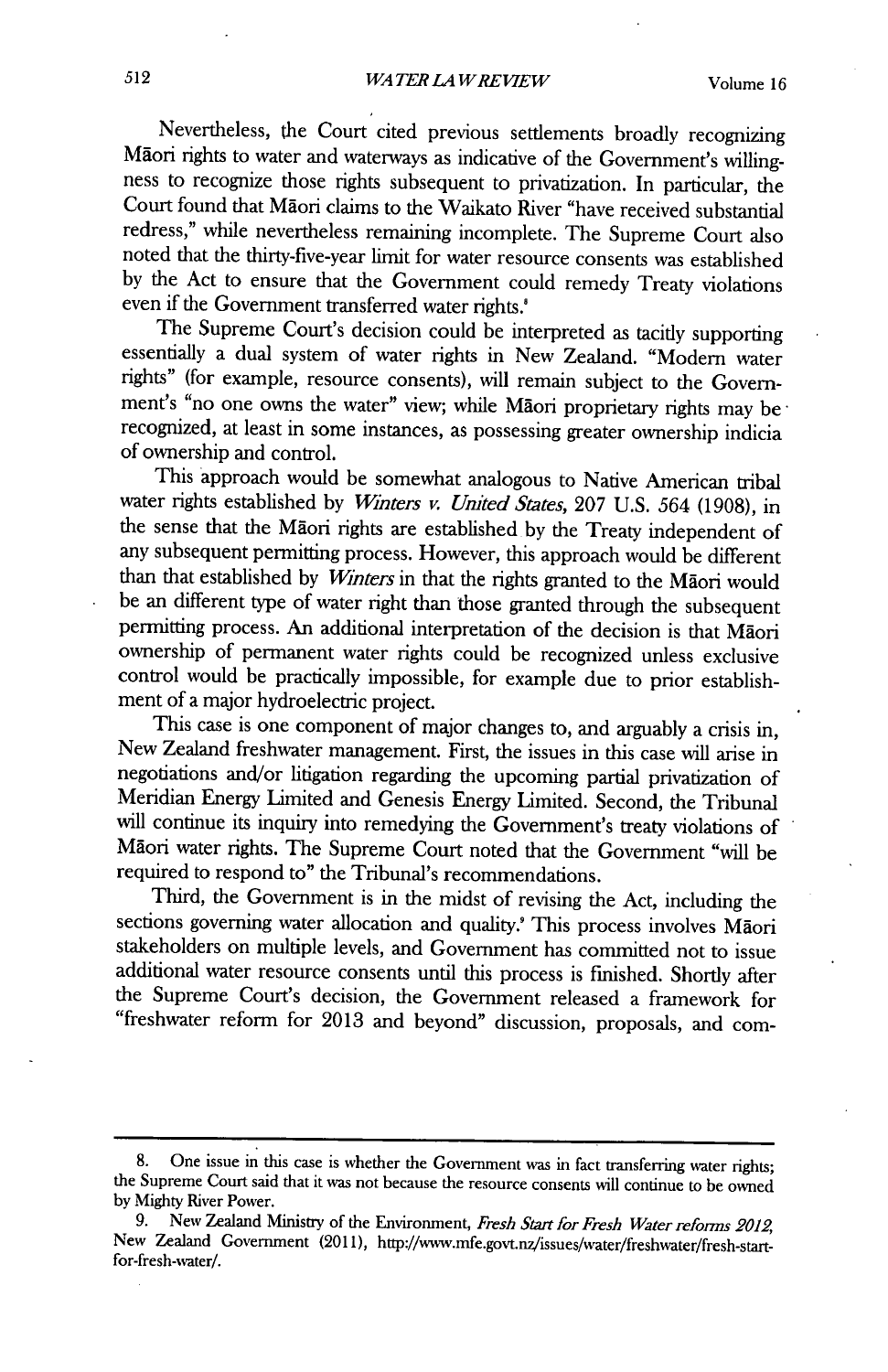Nevertheless, the Court cited previous settlements broadly recognizing Māori rights to water and waterways as indicative of the Government's willingness to recognize those rights subsequent to privatization. In particular, the Court found that Māori claims to the Waikato River "have received substantial redress," while nevertheless remaining incomplete. The Supreme Court also noted that the thirty-five-year limit for water resource consents was established by the Act to ensure that the Government could remedy Treaty violations even if the Government transferred water rights.[8]

The Supreme Court's decision could be interpreted as tacitly supporting essentially a dual system of water rights in New Zealand. "Modern water rights" (for example, resource consents), will remain subject to the Government's "no one owns the water" view; while Māori proprietary rights may be recognized, at least in some instances, as possessing greater ownership indicia of ownership and control.

This approach would be somewhat analogous to Native American tribal water rights established by *Winters v. United States*, 207 U.S. 564 (1908), in the sense that the Māori rights are established by the Treaty independent of any subsequent permitting process. However, this approach would be different than that established by *Winters* in that the rights granted to the Māori would be an different type of water right than those granted through the subsequent permitting process. An additional interpretation of the decision is that Māori ownership of permanent water rights could be recognized unless exclusive control would be practically impossible, for example due to prior establishment of a major hydroelectric project.

This case is one component of major changes to, and arguably a crisis in, New Zealand freshwater management. First, the issues in this case will arise in negotiations and/or litigation regarding the upcoming partial privatization of Meridian Energy Limited and Genesis Energy Limited. Second, the Tribunal will continue its inquiry into remedying the Government's treaty violations of Māori water rights. The Supreme Court noted that the Government "will be required to respond to" the Tribunal's recommendations.

Third, the Government is in the midst of revising the Act, including the sections governing water allocation and quality.[9] This process involves Māori stakeholders on multiple levels, and Government has committed not to issue additional water resource consents until this process is finished. Shortly after the Supreme Court's decision, the Government released a framework for "freshwater reform for 2013 and beyond" discussion, proposals, and com-

---

8. One issue in this case is whether the Government was in fact transferring water rights; the Supreme Court said that it was not because the resource consents will continue to be owned by Mighty River Power.

9. New Zealand Ministry of the Environment, *Fresh Start for Fresh Water reforms 2012*, New Zealand Government (2011), http://www.mfe.govt.nz/issues/water/freshwater/fresh-start-for-fresh-water/.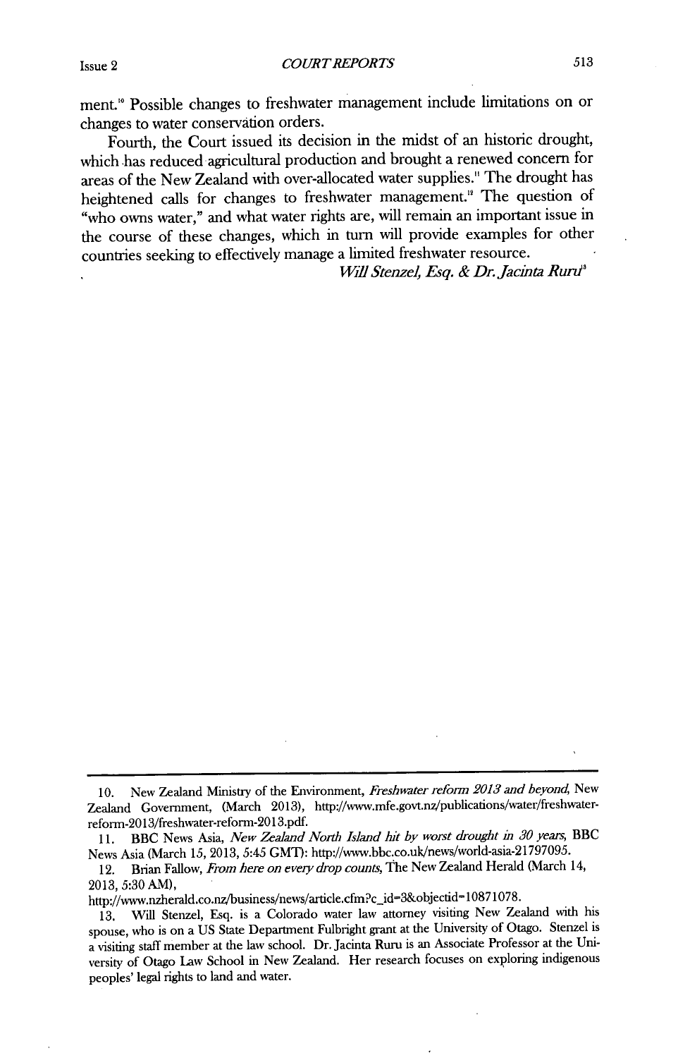ment.[10] Possible changes to freshwater management include limitations on or changes to water conservation orders.

Fourth, the Court issued its decision in the midst of an historic drought, which has reduced agricultural production and brought a renewed concern for areas of the New Zealand with over-allocated water supplies.[11] The drought has heightened calls for changes to freshwater management.[12] The question of "who owns water," and what water rights are, will remain an important issue in the course of these changes, which in turn will provide examples for other countries seeking to effectively manage a limited freshwater resource.

*Will Stenzel, Esq. & Dr. Jacinta Ruru*[13]

---

10. New Zealand Ministry of the Environment, *Freshwater reform 2013 and beyond*, New Zealand Government, (March 2013), http://www.mfe.govt.nz/publications/water/freshwater-reform-2013/freshwater-reform-2013.pdf.

11. BBC News Asia, *New Zealand North Island hit by worst drought in 30 years*, BBC News Asia (March 15, 2013, 5:45 GMT): http://www.bbc.co.uk/news/world-asia-21797095.

12. Brian Fallow, *From here on every drop counts*, The New Zealand Herald (March 14, 2013, 5:30 AM), http://www.nzherald.co.nz/business/news/article.cfm?c_id=3&objectid=10871078.

13. Will Stenzel, Esq. is a Colorado water law attorney visiting New Zealand with his spouse, who is on a US State Department Fulbright grant at the University of Otago. Stenzel is a visiting staff member at the law school. Dr. Jacinta Ruru is an Associate Professor at the University of Otago Law School in New Zealand. Her research focuses on exploring indigenous peoples' legal rights to land and water.